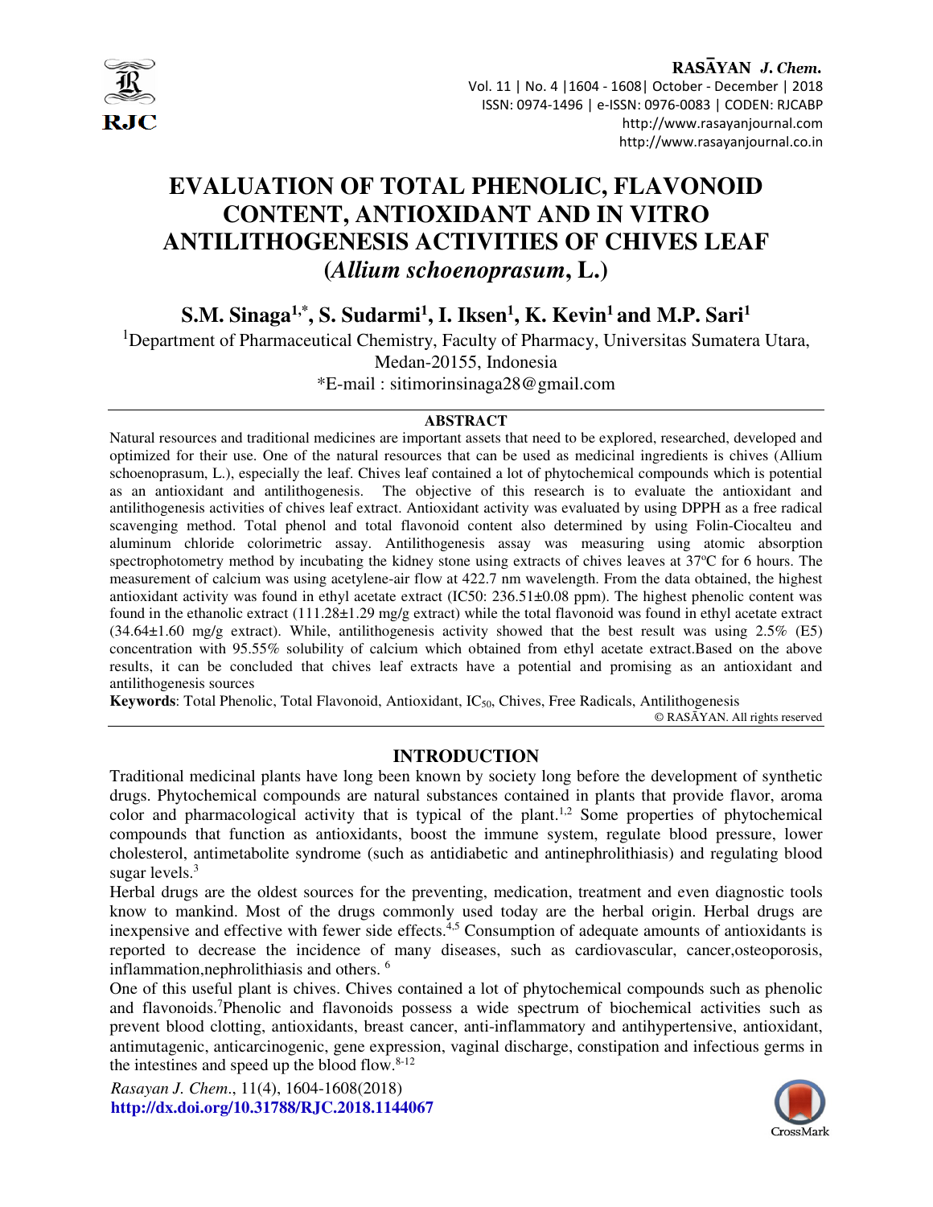# EVALUATION OF TOTAL PHENOLIC, FLAVONOID CONTENT, ANTIOXIDANT AND IN VITRO ANTILITHOGENESIS ACTIVITIES OF CHIVES LEAF (*Allium schoenoprasum*, L.)

**S.M. Sinaga[1,*], S. Sudarmi[1], I. Iksen[1], K. Kevin[1] and M.P. Sari[1]**

[1]Department of Pharmaceutical Chemistry, Faculty of Pharmacy, Universitas Sumatera Utara, Medan-20155, Indonesia

*E-mail : sitimorinsinaga28@gmail.com

## ABSTRACT

Natural resources and traditional medicines are important assets that need to be explored, researched, developed and optimized for their use. One of the natural resources that can be used as medicinal ingredients is chives (Allium schoenoprasum, L.), especially the leaf. Chives leaf contained a lot of phytochemical compounds which is potential as an antioxidant and antilithogenesis. The objective of this research is to evaluate the antioxidant and antilithogenesis activities of chives leaf extract. Antioxidant activity was evaluated by using DPPH as a free radical scavenging method. Total phenol and total flavonoid content also determined by using Folin-Ciocalteu and aluminum chloride colorimetric assay. Antilithogenesis assay was measuring using atomic absorption spectrophotometry method by incubating the kidney stone using extracts of chives leaves at 37ºC for 6 hours. The measurement of calcium was using acetylene-air flow at 422.7 nm wavelength. From the data obtained, the highest antioxidant activity was found in ethyl acetate extract (IC50: 236.51±0.08 ppm). The highest phenolic content was found in the ethanolic extract (111.28±1.29 mg/g extract) while the total flavonoid was found in ethyl acetate extract (34.64±1.60 mg/g extract). While, antilithogenesis activity showed that the best result was using 2.5% (E5) concentration with 95.55% solubility of calcium which obtained from ethyl acetate extract.Based on the above results, it can be concluded that chives leaf extracts have a potential and promising as an antioxidant and antilithogenesis sources

**Keywords**: Total Phenolic, Total Flavonoid, Antioxidant, $IC_{50}$, Chives, Free Radicals, Antilithogenesis

© RASĀYAN. All rights reserved

## INTRODUCTION

Traditional medicinal plants have long been known by society long before the development of synthetic drugs. Phytochemical compounds are natural substances contained in plants that provide flavor, aroma color and pharmacological activity that is typical of the plant.[1,2] Some properties of phytochemical compounds that function as antioxidants, boost the immune system, regulate blood pressure, lower cholesterol, antimetabolite syndrome (such as antidiabetic and antinephrolithiasis) and regulating blood sugar levels.[3]

Herbal drugs are the oldest sources for the preventing, medication, treatment and even diagnostic tools know to mankind. Most of the drugs commonly used today are the herbal origin. Herbal drugs are inexpensive and effective with fewer side effects.[4,5] Consumption of adequate amounts of antioxidants is reported to decrease the incidence of many diseases, such as cardiovascular, cancer,osteoporosis, inflammation,nephrolithiasis and others. [6]

One of this useful plant is chives. Chives contained a lot of phytochemical compounds such as phenolic and flavonoids.[7]Phenolic and flavonoids possess a wide spectrum of biochemical activities such as prevent blood clotting, antioxidants, breast cancer, anti-inflammatory and antihypertensive, antioxidant, antimutagenic, anticarcinogenic, gene expression, vaginal discharge, constipation and infectious germs in the intestines and speed up the blood flow.[8-12]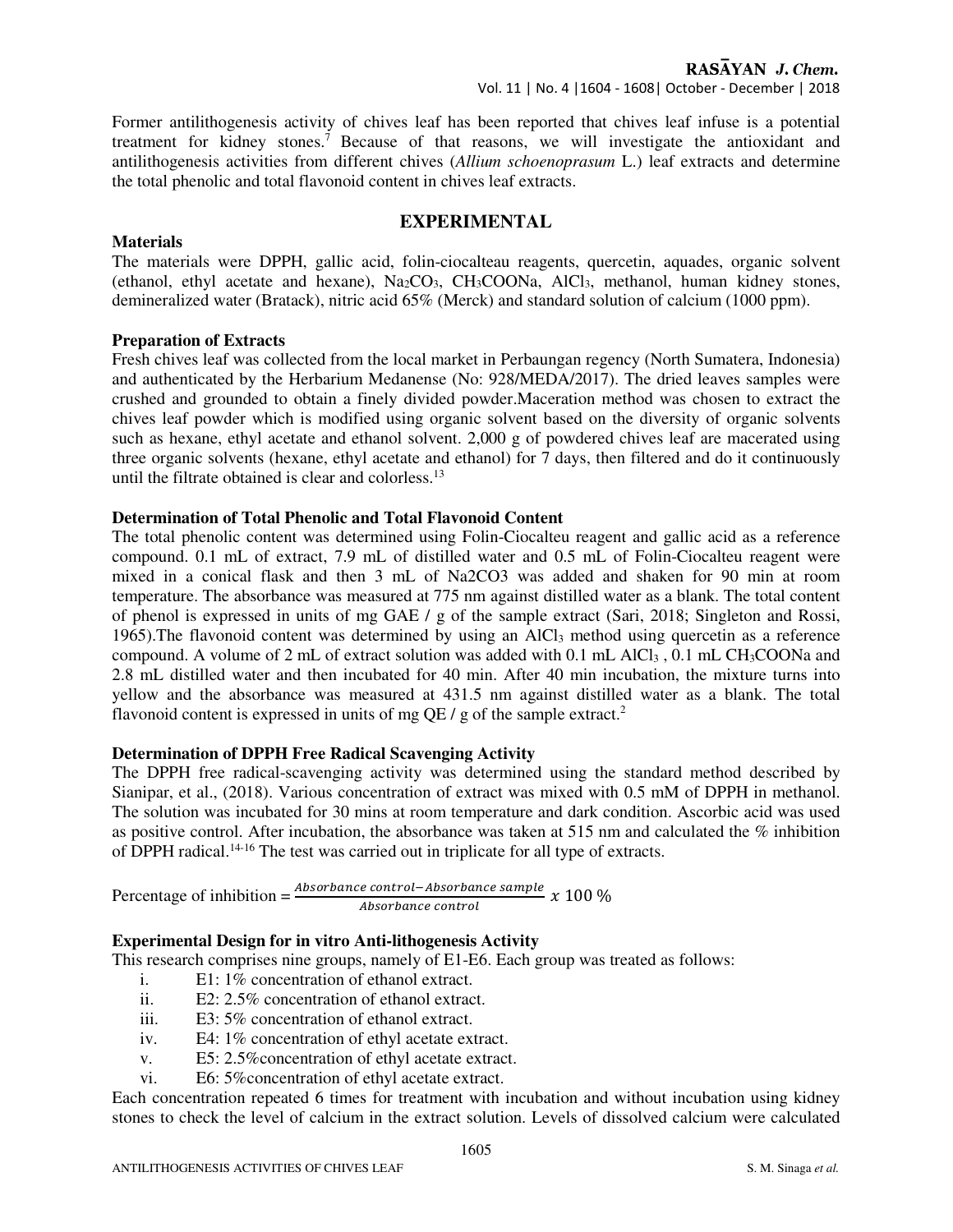Former antilithogenesis activity of chives leaf has been reported that chives leaf infuse is a potential treatment for kidney stones.[7] Because of that reasons, we will investigate the antioxidant and antilithogenesis activities from different chives (*Allium schoenoprasum* L.) leaf extracts and determine the total phenolic and total flavonoid content in chives leaf extracts.

## EXPERIMENTAL

### Materials

The materials were DPPH, gallic acid, folin-ciocalteau reagents, quercetin, aquades, organic solvent (ethanol, ethyl acetate and hexane), $Na_2CO_3$, $CH_3COONa$, $AlCl_3$, methanol, human kidney stones, demineralized water (Bratack), nitric acid 65% (Merck) and standard solution of calcium (1000 ppm).

### Preparation of Extracts

Fresh chives leaf was collected from the local market in Perbaungan regency (North Sumatera, Indonesia) and authenticated by the Herbarium Medanense (No: 928/MEDA/2017). The dried leaves samples were crushed and grounded to obtain a finely divided powder.Maceration method was chosen to extract the chives leaf powder which is modified using organic solvent based on the diversity of organic solvents such as hexane, ethyl acetate and ethanol solvent. 2,000 g of powdered chives leaf are macerated using three organic solvents (hexane, ethyl acetate and ethanol) for 7 days, then filtered and do it continuously until the filtrate obtained is clear and colorless.[13]

### Determination of Total Phenolic and Total Flavonoid Content

The total phenolic content was determined using Folin-Ciocalteu reagent and gallic acid as a reference compound. 0.1 mL of extract, 7.9 mL of distilled water and 0.5 mL of Folin-Ciocalteu reagent were mixed in a conical flask and then 3 mL of Na2CO3 was added and shaken for 90 min at room temperature. The absorbance was measured at 775 nm against distilled water as a blank. The total content of phenol is expressed in units of mg GAE / g of the sample extract (Sari, 2018; Singleton and Rossi, 1965).The flavonoid content was determined by using an $AlCl_3$ method using quercetin as a reference compound. A volume of 2 mL of extract solution was added with 0.1 mL $AlCl_3$ , 0.1 mL $CH_3COONa$ and 2.8 mL distilled water and then incubated for 40 min. After 40 min incubation, the mixture turns into yellow and the absorbance was measured at 431.5 nm against distilled water as a blank. The total flavonoid content is expressed in units of mg QE / g of the sample extract.[2]

### Determination of DPPH Free Radical Scavenging Activity

The DPPH free radical-scavenging activity was determined using the standard method described by Sianipar, et al., (2018). Various concentration of extract was mixed with 0.5 mM of DPPH in methanol. The solution was incubated for 30 mins at room temperature and dark condition. Ascorbic acid was used as positive control. After incubation, the absorbance was taken at 515 nm and calculated the % inhibition of DPPH radical.[14-16] The test was carried out in triplicate for all type of extracts.

$$\text{Percentage of inhibition} = \frac{\text{Absorbance control} - \text{Absorbance sample}}{\text{Absorbance control}} \times 100\ \%$$

### Experimental Design for in vitro Anti-lithogenesis Activity

This research comprises nine groups, namely of E1-E6. Each group was treated as follows:

i. E1: 1% concentration of ethanol extract.
ii. E2: 2.5% concentration of ethanol extract.
iii. E3: 5% concentration of ethanol extract.
iv. E4: 1% concentration of ethyl acetate extract.
v. E5: 2.5%concentration of ethyl acetate extract.
vi. E6: 5%concentration of ethyl acetate extract.

Each concentration repeated 6 times for treatment with incubation and without incubation using kidney stones to check the level of calcium in the extract solution. Levels of dissolved calcium were calculated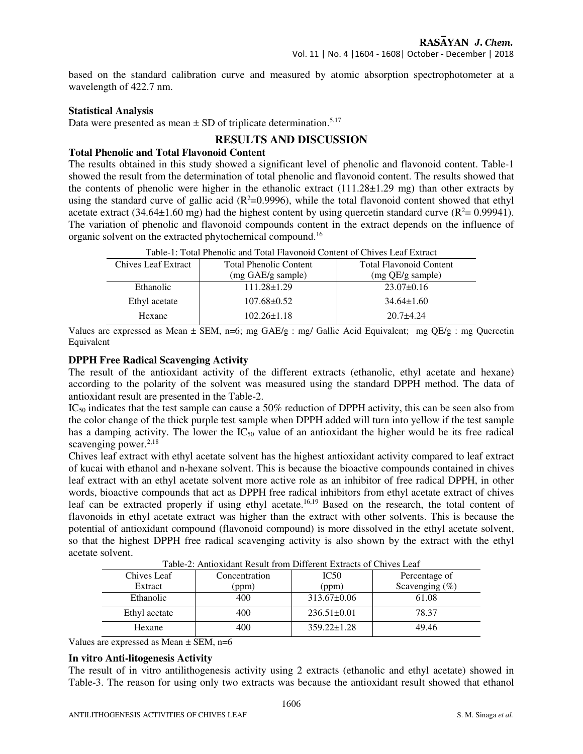based on the standard calibration curve and measured by atomic absorption spectrophotometer at a wavelength of 422.7 nm.

**Statistical Analysis**

Data were presented as mean ± SD of triplicate determination.[5,17]

## RESULTS AND DISCUSSION

**Total Phenolic and Total Flavonoid Content**

The results obtained in this study showed a significant level of phenolic and flavonoid content. Table-1 showed the result from the determination of total phenolic and flavonoid content. The results showed that the contents of phenolic were higher in the ethanolic extract (111.28±1.29 mg) than other extracts by using the standard curve of gallic acid ($R^2$=0.9996), while the total flavonoid content showed that ethyl acetate extract (34.64±1.60 mg) had the highest content by using quercetin standard curve ($R^2$= 0.99941). The variation of phenolic and flavonoid compounds content in the extract depends on the influence of organic solvent on the extracted phytochemical compound.[16]

Table-1: Total Phenolic and Total Flavonoid Content of Chives Leaf Extract

| Chives Leaf Extract | Total Phenolic Content (mg GAE/g sample) | Total Flavonoid Content (mg QE/g sample) |
|---|---|---|
| Ethanolic | 111.28±1.29 | 23.07±0.16 |
| Ethyl acetate | 107.68±0.52 | 34.64±1.60 |
| Hexane | 102.26±1.18 | 20.7±4.24 |

Values are expressed as Mean ± SEM, n=6; mg GAE/g : mg/ Gallic Acid Equivalent; mg QE/g : mg Quercetin Equivalent

**DPPH Free Radical Scavenging Activity**

The result of the antioxidant activity of the different extracts (ethanolic, ethyl acetate and hexane) according to the polarity of the solvent was measured using the standard DPPH method. The data of antioxidant result are presented in the Table-2.

$IC_{50}$ indicates that the test sample can cause a 50% reduction of DPPH activity, this can be seen also from the color change of the thick purple test sample when DPPH added will turn into yellow if the test sample has a damping activity. The lower the $IC_{50}$ value of an antioxidant the higher would be its free radical scavenging power.[2,18]

Chives leaf extract with ethyl acetate solvent has the highest antioxidant activity compared to leaf extract of kucai with ethanol and n-hexane solvent. This is because the bioactive compounds contained in chives leaf extract with an ethyl acetate solvent more active role as an inhibitor of free radical DPPH, in other words, bioactive compounds that act as DPPH free radical inhibitors from ethyl acetate extract of chives leaf can be extracted properly if using ethyl acetate.[16,19] Based on the research, the total content of flavonoids in ethyl acetate extract was higher than the extract with other solvents. This is because the potential of antioxidant compound (flavonoid compound) is more dissolved in the ethyl acetate solvent, so that the highest DPPH free radical scavenging activity is also shown by the extract with the ethyl acetate solvent.

Table-2: Antioxidant Result from Different Extracts of Chives Leaf

| Chives Leaf Extract | Concentration (ppm) | IC50 (ppm) | Percentage of Scavenging (%) |
|---|---|---|---|
| Ethanolic | 400 | 313.67±0.06 | 61.08 |
| Ethyl acetate | 400 | 236.51±0.01 | 78.37 |
| Hexane | 400 | 359.22±1.28 | 49.46 |

Values are expressed as Mean ± SEM, n=6

**In vitro Anti-litogenesis Activity**

The result of in vitro antilithogenesis activity using 2 extracts (ethanolic and ethyl acetate) showed in Table-3. The reason for using only two extracts was because the antioxidant result showed that ethanol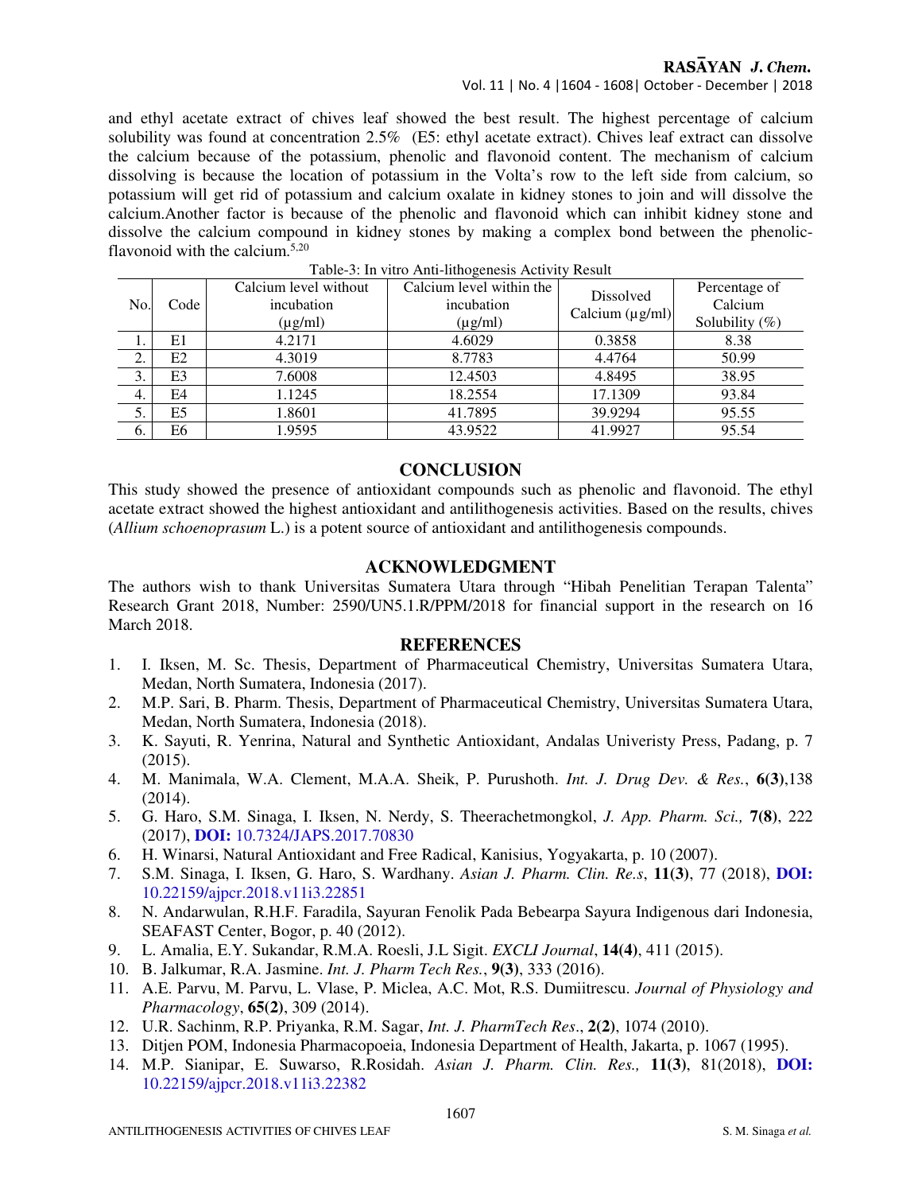and ethyl acetate extract of chives leaf showed the best result. The highest percentage of calcium solubility was found at concentration 2.5% (E5: ethyl acetate extract). Chives leaf extract can dissolve the calcium because of the potassium, phenolic and flavonoid content. The mechanism of calcium dissolving is because the location of potassium in the Volta's row to the left side from calcium, so potassium will get rid of potassium and calcium oxalate in kidney stones to join and will dissolve the calcium.Another factor is because of the phenolic and flavonoid which can inhibit kidney stone and dissolve the calcium compound in kidney stones by making a complex bond between the phenolic-flavonoid with the calcium.[5,20]

Table-3: In vitro Anti-lithogenesis Activity Result

| No. | Code | Calcium level without incubation (μg/ml) | Calcium level within the incubation (μg/ml) | Dissolved Calcium (μg/ml) | Percentage of Calcium Solubility (%) |
|---|---|---|---|---|---|
| 1. | E1 | 4.2171 | 4.6029 | 0.3858 | 8.38 |
| 2. | E2 | 4.3019 | 8.7783 | 4.4764 | 50.99 |
| 3. | E3 | 7.6008 | 12.4503 | 4.8495 | 38.95 |
| 4. | E4 | 1.1245 | 18.2554 | 17.1309 | 93.84 |
| 5. | E5 | 1.8601 | 41.7895 | 39.9294 | 95.55 |
| 6. | E6 | 1.9595 | 43.9522 | 41.9927 | 95.54 |

## CONCLUSION

This study showed the presence of antioxidant compounds such as phenolic and flavonoid. The ethyl acetate extract showed the highest antioxidant and antilithogenesis activities. Based on the results, chives (*Allium schoenoprasum* L.) is a potent source of antioxidant and antilithogenesis compounds.

## ACKNOWLEDGMENT

The authors wish to thank Universitas Sumatera Utara through "Hibah Penelitian Terapan Talenta" Research Grant 2018, Number: 2590/UN5.1.R/PPM/2018 for financial support in the research on 16 March 2018.

## REFERENCES

1. I. Iksen, M. Sc. Thesis, Department of Pharmaceutical Chemistry, Universitas Sumatera Utara, Medan, North Sumatera, Indonesia (2017).
2. M.P. Sari, B. Pharm. Thesis, Department of Pharmaceutical Chemistry, Universitas Sumatera Utara, Medan, North Sumatera, Indonesia (2018).
3. K. Sayuti, R. Yenrina, Natural and Synthetic Antioxidant, Andalas Univeristy Press, Padang, p. 7 (2015).
4. M. Manimala, W.A. Clement, M.A.A. Sheik, P. Purushoth. *Int. J. Drug Dev. & Res.*, **6(3)**,138 (2014).
5. G. Haro, S.M. Sinaga, I. Iksen, N. Nerdy, S. Theerachetmongkol, *J. App. Pharm. Sci.,* **7(8)**, 222 (2017), **DOI:** 10.7324/JAPS.2017.70830
6. H. Winarsi, Natural Antioxidant and Free Radical, Kanisius, Yogyakarta, p. 10 (2007).
7. S.M. Sinaga, I. Iksen, G. Haro, S. Wardhany. *Asian J. Pharm. Clin. Re.s*, **11(3)**, 77 (2018), **DOI:** 10.22159/ajpcr.2018.v11i3.22851
8. N. Andarwulan, R.H.F. Faradila, Sayuran Fenolik Pada Bebearpa Sayura Indigenous dari Indonesia, SEAFAST Center, Bogor, p. 40 (2012).
9. L. Amalia, E.Y. Sukandar, R.M.A. Roesli, J.L Sigit. *EXCLI Journal*, **14(4)**, 411 (2015).
10. B. Jalkumar, R.A. Jasmine. *Int. J. Pharm Tech Res.*, **9(3)**, 333 (2016).
11. A.E. Parvu, M. Parvu, L. Vlase, P. Miclea, A.C. Mot, R.S. Dumiitrescu. *Journal of Physiology and Pharmacology*, **65(2)**, 309 (2014).
12. U.R. Sachinm, R.P. Priyanka, R.M. Sagar, *Int. J. PharmTech Res*., **2(2)**, 1074 (2010).
13. Ditjen POM, Indonesia Pharmacopoeia, Indonesia Department of Health, Jakarta, p. 1067 (1995).
14. M.P. Sianipar, E. Suwarso, R.Rosidah. *Asian J. Pharm. Clin. Res.,* **11(3)**, 81(2018), **DOI:** 10.22159/ajpcr.2018.v11i3.22382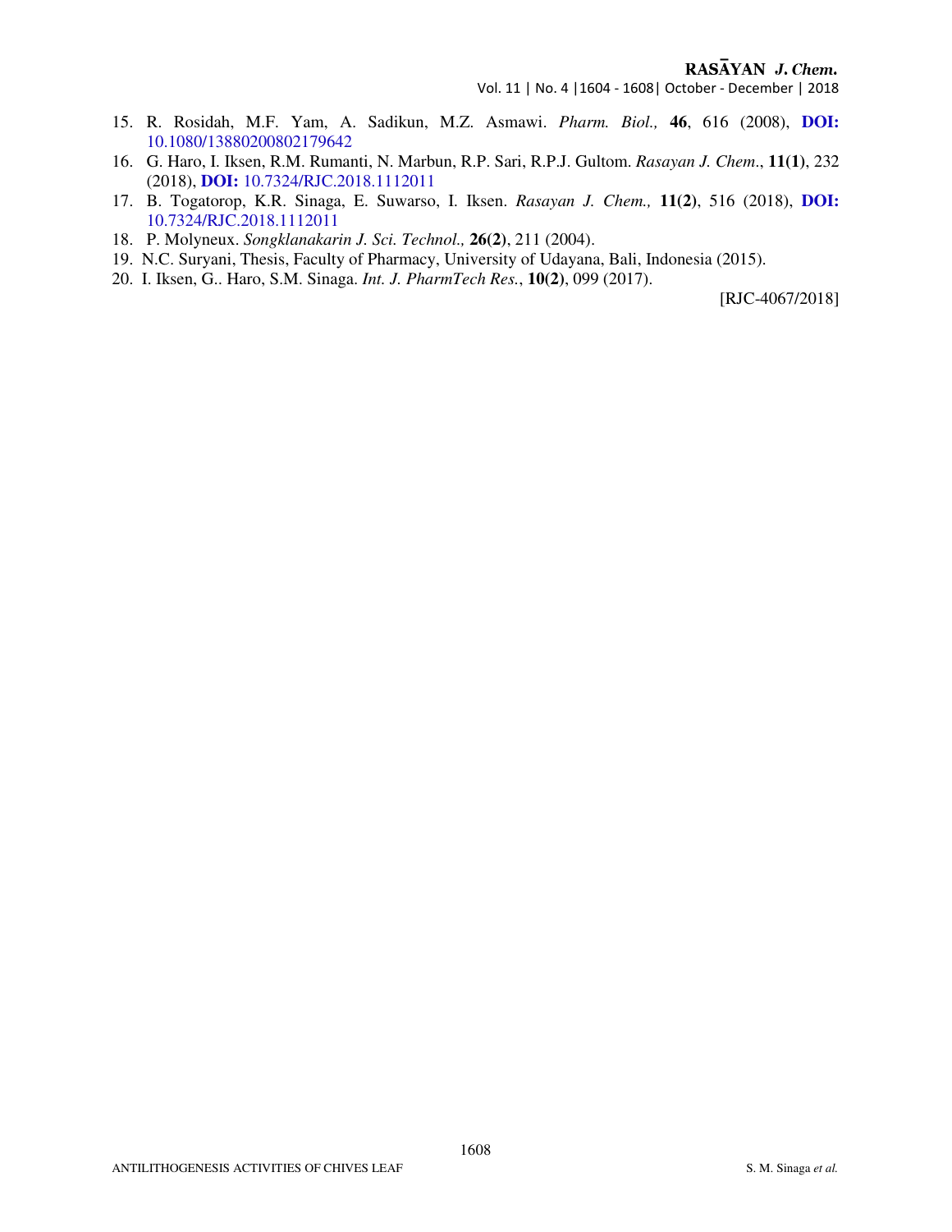15. R. Rosidah, M.F. Yam, A. Sadikun, M.Z. Asmawi. *Pharm. Biol.,* **46**, 616 (2008), **DOI:** 10.1080/13880200802179642
16. G. Haro, I. Iksen, R.M. Rumanti, N. Marbun, R.P. Sari, R.P.J. Gultom. *Rasayan J. Chem*., **11(1)**, 232 (2018), **DOI:** 10.7324/RJC.2018.1112011
17. B. Togatorop, K.R. Sinaga, E. Suwarso, I. Iksen. *Rasayan J. Chem.,* **11(2)**, 516 (2018), **DOI:** 10.7324/RJC.2018.1112011
18. P. Molyneux. *Songklanakarin J. Sci. Technol.,* **26(2)**, 211 (2004).
19. N.C. Suryani, Thesis, Faculty of Pharmacy, University of Udayana, Bali, Indonesia (2015).
20. I. Iksen, G.. Haro, S.M. Sinaga. *Int. J. PharmTech Res.*, **10(2)**, 099 (2017).

[RJC-4067/2018]